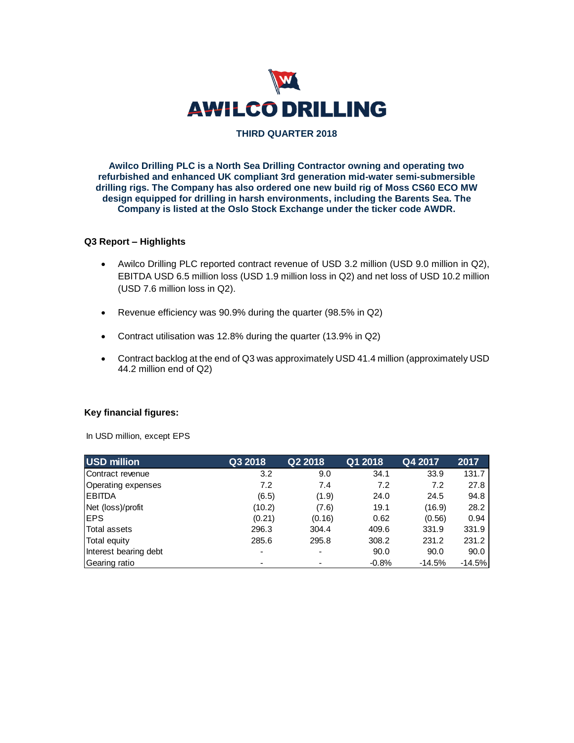# AWILCO DRILLING

**THIRD QUARTER 2018**

**Awilco Drilling PLC is a North Sea Drilling Contractor owning and operating two refurbished and enhanced UK compliant 3rd generation mid-water semi-submersible drilling rigs. The Company has also ordered one new build rig of Moss CS60 ECO MW design equipped for drilling in harsh environments, including the Barents Sea. The Company is listed at the Oslo Stock Exchange under the ticker code AWDR.**

## Q3 Report – Highlights

- Awilco Drilling PLC reported contract revenue of USD 3.2 million (USD 9.0 million in Q2), EBITDA USD 6.5 million loss (USD 1.9 million loss in Q2) and net loss of USD 10.2 million (USD 7.6 million loss in Q2).
- Revenue efficiency was 90.9% during the quarter (98.5% in Q2)
- Contract utilisation was 12.8% during the quarter (13.9% in Q2)
- Contract backlog at the end of Q3 was approximately USD 41.4 million (approximately USD 44.2 million end of Q2)

## Key financial figures:

In USD million, except EPS

| USD million | Q3 2018 | Q2 2018 | Q1 2018 | Q4 2017 | 2017 |
|---|---|---|---|---|---|
| Contract revenue | 3.2 | 9.0 | 34.1 | 33.9 | 131.7 |
| Operating expenses | 7.2 | 7.4 | 7.2 | 7.2 | 27.8 |
| EBITDA | (6.5) | (1.9) | 24.0 | 24.5 | 94.8 |
| Net (loss)/profit | (10.2) | (7.6) | 19.1 | (16.9) | 28.2 |
| EPS | (0.21) | (0.16) | 0.62 | (0.56) | 0.94 |
| Total assets | 296.3 | 304.4 | 409.6 | 331.9 | 331.9 |
| Total equity | 285.6 | 295.8 | 308.2 | 231.2 | 231.2 |
| Interest bearing debt | - | - | 90.0 | 90.0 | 90.0 |
| Gearing ratio | - | - | -0.8% | -14.5% | -14.5% |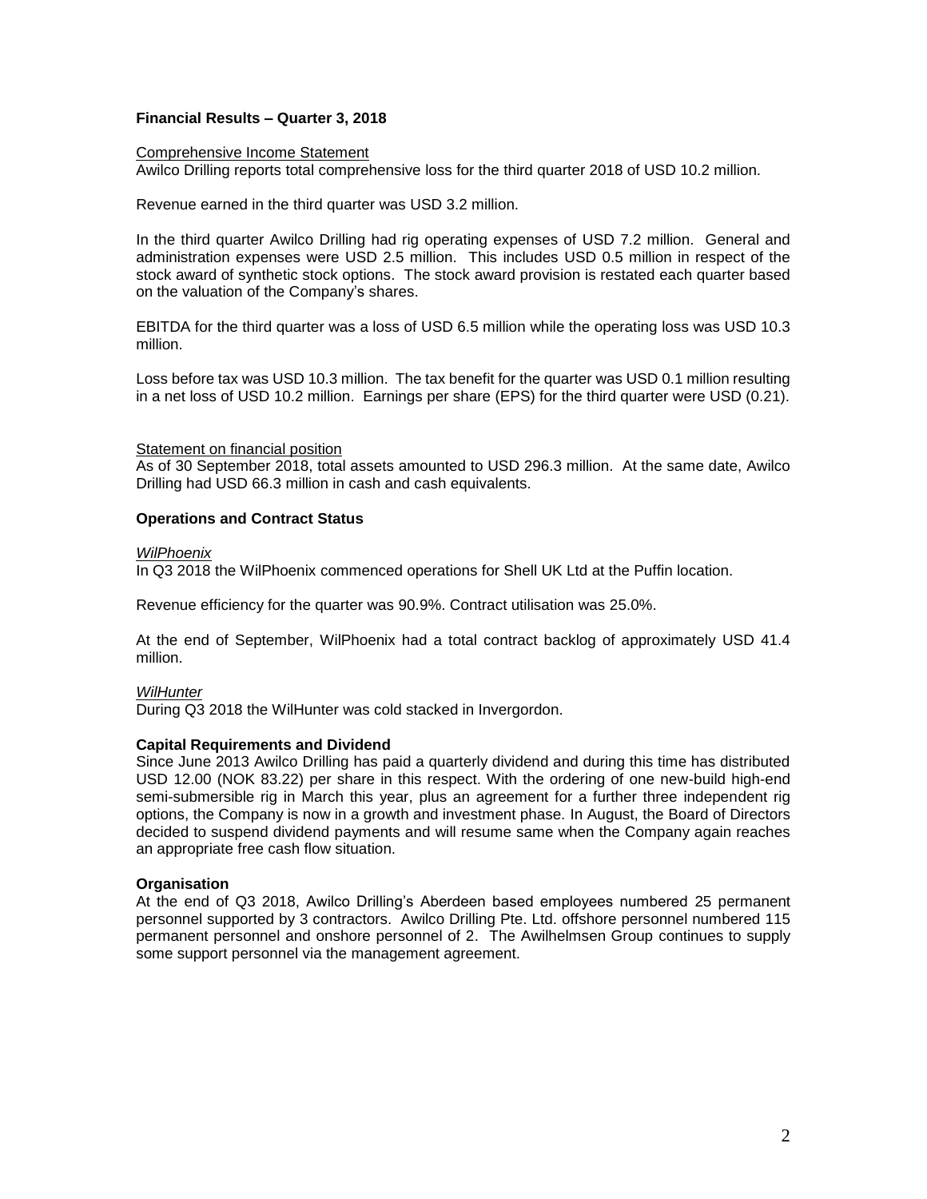## Financial Results – Quarter 3, 2018

Comprehensive Income Statement

Awilco Drilling reports total comprehensive loss for the third quarter 2018 of USD 10.2 million.

Revenue earned in the third quarter was USD 3.2 million.

In the third quarter Awilco Drilling had rig operating expenses of USD 7.2 million. General and administration expenses were USD 2.5 million. This includes USD 0.5 million in respect of the stock award of synthetic stock options. The stock award provision is restated each quarter based on the valuation of the Company's shares.

EBITDA for the third quarter was a loss of USD 6.5 million while the operating loss was USD 10.3 million.

Loss before tax was USD 10.3 million. The tax benefit for the quarter was USD 0.1 million resulting in a net loss of USD 10.2 million. Earnings per share (EPS) for the third quarter were USD (0.21).

Statement on financial position

As of 30 September 2018, total assets amounted to USD 296.3 million. At the same date, Awilco Drilling had USD 66.3 million in cash and cash equivalents.

## Operations and Contract Status

*WilPhoenix*

In Q3 2018 the WilPhoenix commenced operations for Shell UK Ltd at the Puffin location.

Revenue efficiency for the quarter was 90.9%. Contract utilisation was 25.0%.

At the end of September, WilPhoenix had a total contract backlog of approximately USD 41.4 million.

*WilHunter*

During Q3 2018 the WilHunter was cold stacked in Invergordon.

## Capital Requirements and Dividend

Since June 2013 Awilco Drilling has paid a quarterly dividend and during this time has distributed USD 12.00 (NOK 83.22) per share in this respect. With the ordering of one new-build high-end semi-submersible rig in March this year, plus an agreement for a further three independent rig options, the Company is now in a growth and investment phase. In August, the Board of Directors decided to suspend dividend payments and will resume same when the Company again reaches an appropriate free cash flow situation.

## Organisation

At the end of Q3 2018, Awilco Drilling's Aberdeen based employees numbered 25 permanent personnel supported by 3 contractors. Awilco Drilling Pte. Ltd. offshore personnel numbered 115 permanent personnel and onshore personnel of 2. The Awilhelmsen Group continues to supply some support personnel via the management agreement.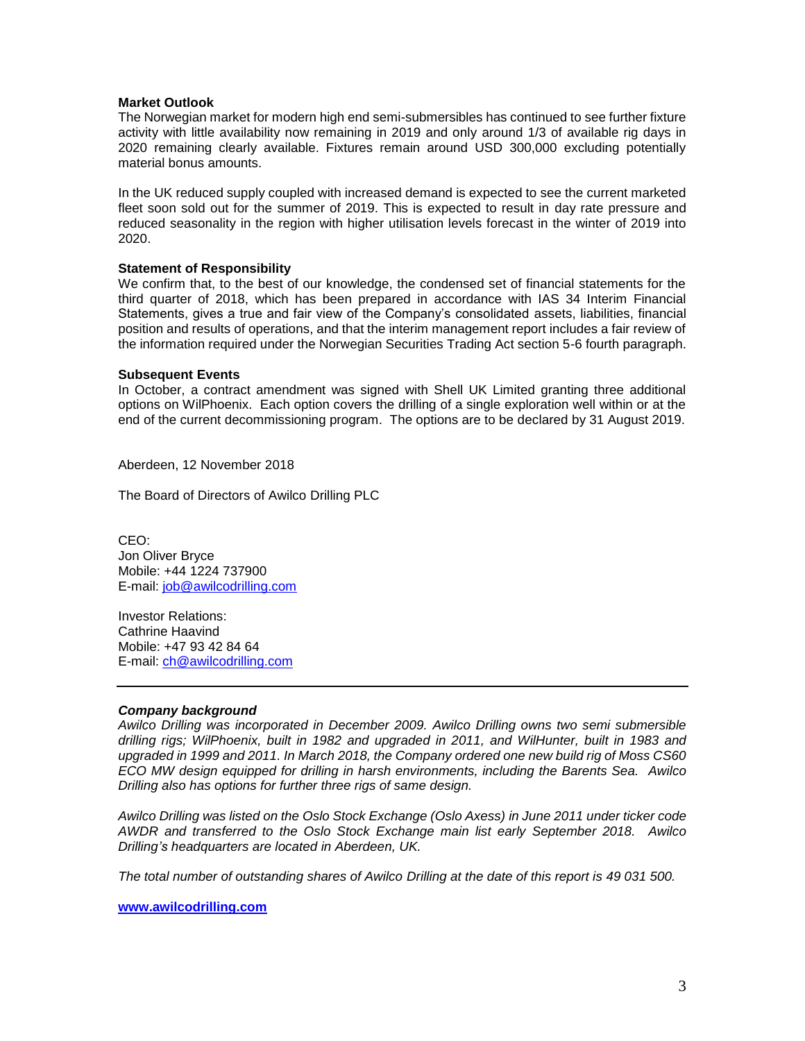**Market Outlook**

The Norwegian market for modern high end semi-submersibles has continued to see further fixture activity with little availability now remaining in 2019 and only around 1/3 of available rig days in 2020 remaining clearly available. Fixtures remain around USD 300,000 excluding potentially material bonus amounts.

In the UK reduced supply coupled with increased demand is expected to see the current marketed fleet soon sold out for the summer of 2019. This is expected to result in day rate pressure and reduced seasonality in the region with higher utilisation levels forecast in the winter of 2019 into 2020.

**Statement of Responsibility**

We confirm that, to the best of our knowledge, the condensed set of financial statements for the third quarter of 2018, which has been prepared in accordance with IAS 34 Interim Financial Statements, gives a true and fair view of the Company's consolidated assets, liabilities, financial position and results of operations, and that the interim management report includes a fair review of the information required under the Norwegian Securities Trading Act section 5-6 fourth paragraph.

**Subsequent Events**

In October, a contract amendment was signed with Shell UK Limited granting three additional options on WilPhoenix. Each option covers the drilling of a single exploration well within or at the end of the current decommissioning program. The options are to be declared by 31 August 2019.

Aberdeen, 12 November 2018

The Board of Directors of Awilco Drilling PLC

CEO:
Jon Oliver Bryce
Mobile: +44 1224 737900
E-mail: job@awilcodrilling.com

Investor Relations:
Cathrine Haavind
Mobile: +47 93 42 84 64
E-mail: ch@awilcodrilling.com

---

***Company background***

*Awilco Drilling was incorporated in December 2009. Awilco Drilling owns two semi submersible drilling rigs; WilPhoenix, built in 1982 and upgraded in 2011, and WilHunter, built in 1983 and upgraded in 1999 and 2011. In March 2018, the Company ordered one new build rig of Moss CS60 ECO MW design equipped for drilling in harsh environments, including the Barents Sea. Awilco Drilling also has options for further three rigs of same design.*

*Awilco Drilling was listed on the Oslo Stock Exchange (Oslo Axess) in June 2011 under ticker code AWDR and transferred to the Oslo Stock Exchange main list early September 2018. Awilco Drilling's headquarters are located in Aberdeen, UK.*

*The total number of outstanding shares of Awilco Drilling at the date of this report is 49 031 500.*

**www.awilcodrilling.com**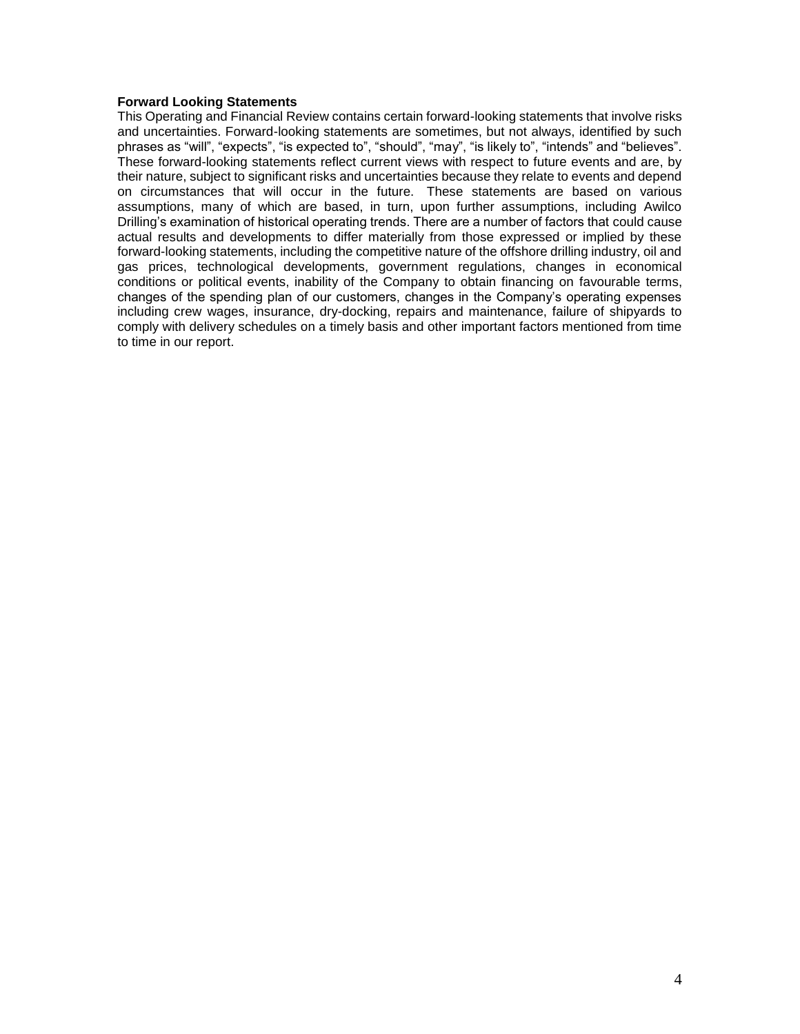**Forward Looking Statements**

This Operating and Financial Review contains certain forward-looking statements that involve risks and uncertainties. Forward-looking statements are sometimes, but not always, identified by such phrases as "will", "expects", "is expected to", "should", "may", "is likely to", "intends" and "believes". These forward-looking statements reflect current views with respect to future events and are, by their nature, subject to significant risks and uncertainties because they relate to events and depend on circumstances that will occur in the future. These statements are based on various assumptions, many of which are based, in turn, upon further assumptions, including Awilco Drilling's examination of historical operating trends. There are a number of factors that could cause actual results and developments to differ materially from those expressed or implied by these forward-looking statements, including the competitive nature of the offshore drilling industry, oil and gas prices, technological developments, government regulations, changes in economical conditions or political events, inability of the Company to obtain financing on favourable terms, changes of the spending plan of our customers, changes in the Company's operating expenses including crew wages, insurance, dry-docking, repairs and maintenance, failure of shipyards to comply with delivery schedules on a timely basis and other important factors mentioned from time to time in our report.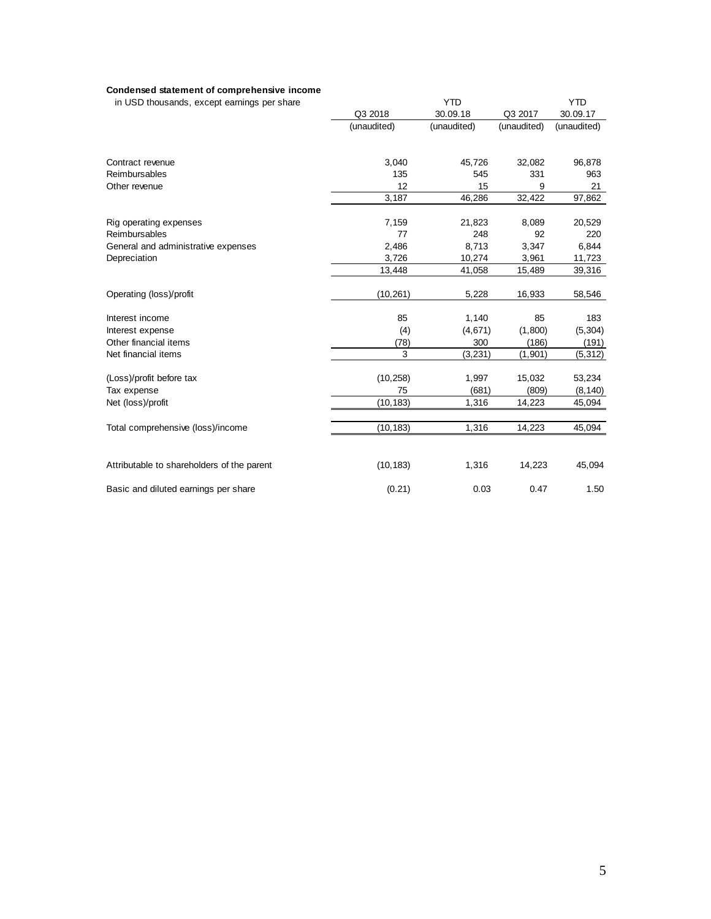**Condensed statement of comprehensive income**

| in USD thousands, except earnings per share | Q3 2018 | YTD 30.09.18 | Q3 2017 | YTD 30.09.17 |
|---|---|---|---|---|
| | (unaudited) | (unaudited) | (unaudited) | (unaudited) |
| Contract revenue | 3,040 | 45,726 | 32,082 | 96,878 |
| Reimbursables | 135 | 545 | 331 | 963 |
| Other revenue | 12 | 15 | 9 | 21 |
| | 3,187 | 46,286 | 32,422 | 97,862 |
| Rig operating expenses | 7,159 | 21,823 | 8,089 | 20,529 |
| Reimbursables | 77 | 248 | 92 | 220 |
| General and administrative expenses | 2,486 | 8,713 | 3,347 | 6,844 |
| Depreciation | 3,726 | 10,274 | 3,961 | 11,723 |
| | 13,448 | 41,058 | 15,489 | 39,316 |
| Operating (loss)/profit | (10,261) | 5,228 | 16,933 | 58,546 |
| Interest income | 85 | 1,140 | 85 | 183 |
| Interest expense | (4) | (4,671) | (1,800) | (5,304) |
| Other financial items | (78) | 300 | (186) | (191) |
| Net financial items | 3 | (3,231) | (1,901) | (5,312) |
| (Loss)/profit before tax | (10,258) | 1,997 | 15,032 | 53,234 |
| Tax expense | 75 | (681) | (809) | (8,140) |
| Net (loss)/profit | (10,183) | 1,316 | 14,223 | 45,094 |
| Total comprehensive (loss)/income | (10,183) | 1,316 | 14,223 | 45,094 |
| Attributable to shareholders of the parent | (10,183) | 1,316 | 14,223 | 45,094 |
| Basic and diluted earnings per share | (0.21) | 0.03 | 0.47 | 1.50 |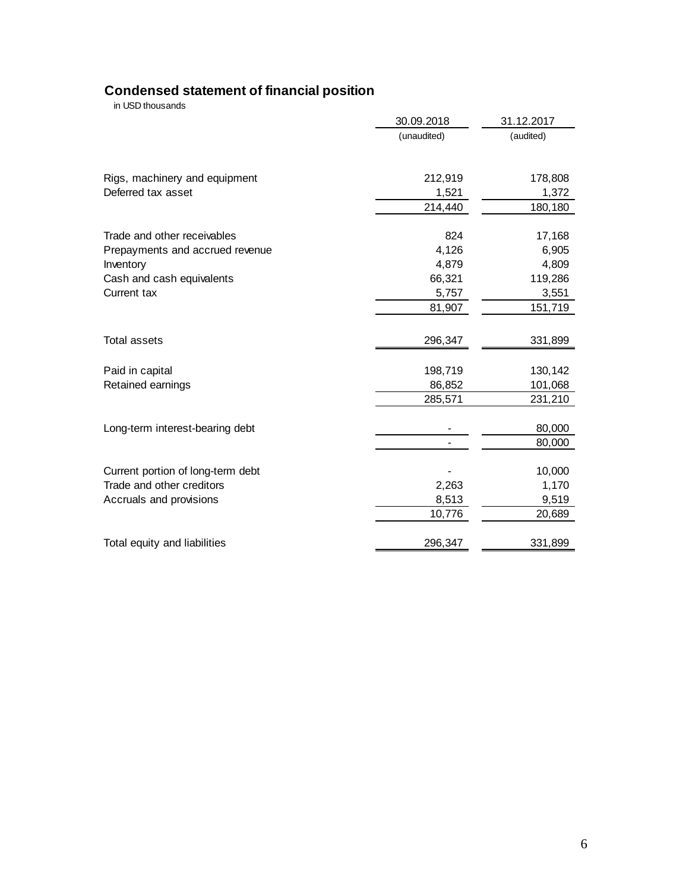## Condensed statement of financial position

in USD thousands

| | 30.09.2018 | 31.12.2017 |
|---|---|---|
| | (unaudited) | (audited) |
| Rigs, machinery and equipment | 212,919 | 178,808 |
| Deferred tax asset | 1,521 | 1,372 |
| | 214,440 | 180,180 |
| Trade and other receivables | 824 | 17,168 |
| Prepayments and accrued revenue | 4,126 | 6,905 |
| Inventory | 4,879 | 4,809 |
| Cash and cash equivalents | 66,321 | 119,286 |
| Current tax | 5,757 | 3,551 |
| | 81,907 | 151,719 |
| Total assets | 296,347 | 331,899 |
| Paid in capital | 198,719 | 130,142 |
| Retained earnings | 86,852 | 101,068 |
| | 285,571 | 231,210 |
| Long-term interest-bearing debt | - | 80,000 |
| | - | 80,000 |
| Current portion of long-term debt | - | 10,000 |
| Trade and other creditors | 2,263 | 1,170 |
| Accruals and provisions | 8,513 | 9,519 |
| | 10,776 | 20,689 |
| Total equity and liabilities | 296,347 | 331,899 |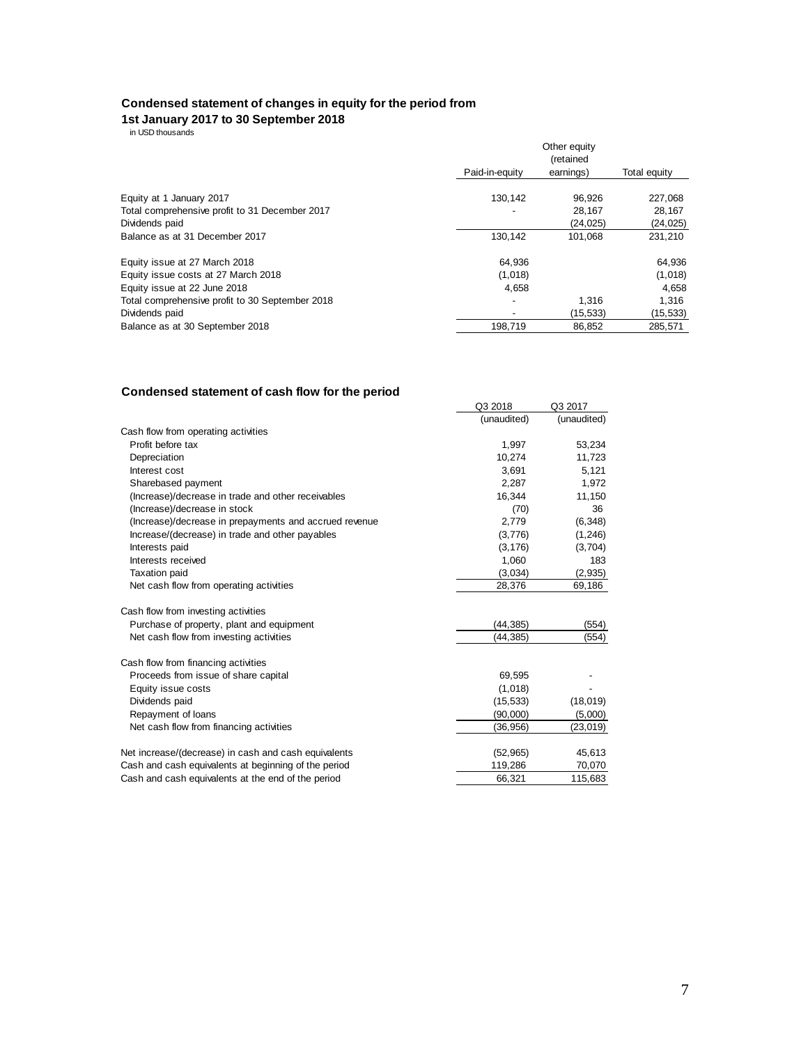### Condensed statement of changes in equity for the period from 1st January 2017 to 30 September 2018

in USD thousands

| | Paid-in-equity | Other equity (retained earnings) | Total equity |
|---|---|---|---|
| Equity at 1 January 2017 | 130,142 | 96,926 | 227,068 |
| Total comprehensive profit to 31 December 2017 | - | 28,167 | 28,167 |
| Dividends paid | | (24,025) | (24,025) |
| Balance as at 31 December 2017 | 130,142 | 101,068 | 231,210 |
| | | | |
| Equity issue at 27 March 2018 | 64,936 | | 64,936 |
| Equity issue costs at 27 March 2018 | (1,018) | | (1,018) |
| Equity issue at 22 June 2018 | 4,658 | | 4,658 |
| Total comprehensive profit to 30 September 2018 | - | 1,316 | 1,316 |
| Dividends paid | - | (15,533) | (15,533) |
| Balance as at 30 September 2018 | 198,719 | 86,852 | 285,571 |

### Condensed statement of cash flow for the period

| | Q3 2018 | Q3 2017 |
|---|---|---|
| | (unaudited) | (unaudited) |
| Cash flow from operating activities | | |
| Profit before tax | 1,997 | 53,234 |
| Depreciation | 10,274 | 11,723 |
| Interest cost | 3,691 | 5,121 |
| Sharebased payment | 2,287 | 1,972 |
| (Increase)/decrease in trade and other receivables | 16,344 | 11,150 |
| (Increase)/decrease in stock | (70) | 36 |
| (Increase)/decrease in prepayments and accrued revenue | 2,779 | (6,348) |
| Increase/(decrease) in trade and other payables | (3,776) | (1,246) |
| Interests paid | (3,176) | (3,704) |
| Interests received | 1,060 | 183 |
| Taxation paid | (3,034) | (2,935) |
| Net cash flow from operating activities | 28,376 | 69,186 |
| | | |
| Cash flow from investing activities | | |
| Purchase of property, plant and equipment | (44,385) | (554) |
| Net cash flow from investing activities | (44,385) | (554) |
| | | |
| Cash flow from financing activities | | |
| Proceeds from issue of share capital | 69,595 | - |
| Equity issue costs | (1,018) | - |
| Dividends paid | (15,533) | (18,019) |
| Repayment of loans | (90,000) | (5,000) |
| Net cash flow from financing activities | (36,956) | (23,019) |
| | | |
| Net increase/(decrease) in cash and cash equivalents | (52,965) | 45,613 |
| Cash and cash equivalents at beginning of the period | 119,286 | 70,070 |
| Cash and cash equivalents at the end of the period | 66,321 | 115,683 |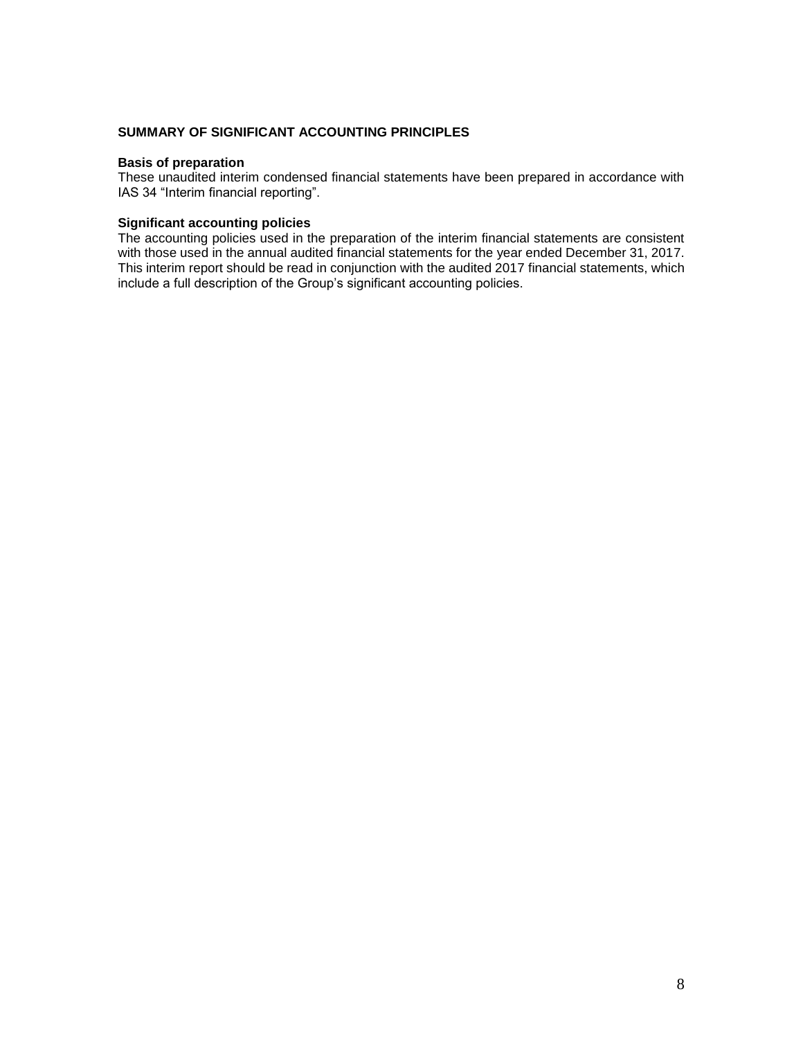## SUMMARY OF SIGNIFICANT ACCOUNTING PRINCIPLES

### Basis of preparation

These unaudited interim condensed financial statements have been prepared in accordance with IAS 34 "Interim financial reporting".

### Significant accounting policies

The accounting policies used in the preparation of the interim financial statements are consistent with those used in the annual audited financial statements for the year ended December 31, 2017. This interim report should be read in conjunction with the audited 2017 financial statements, which include a full description of the Group's significant accounting policies.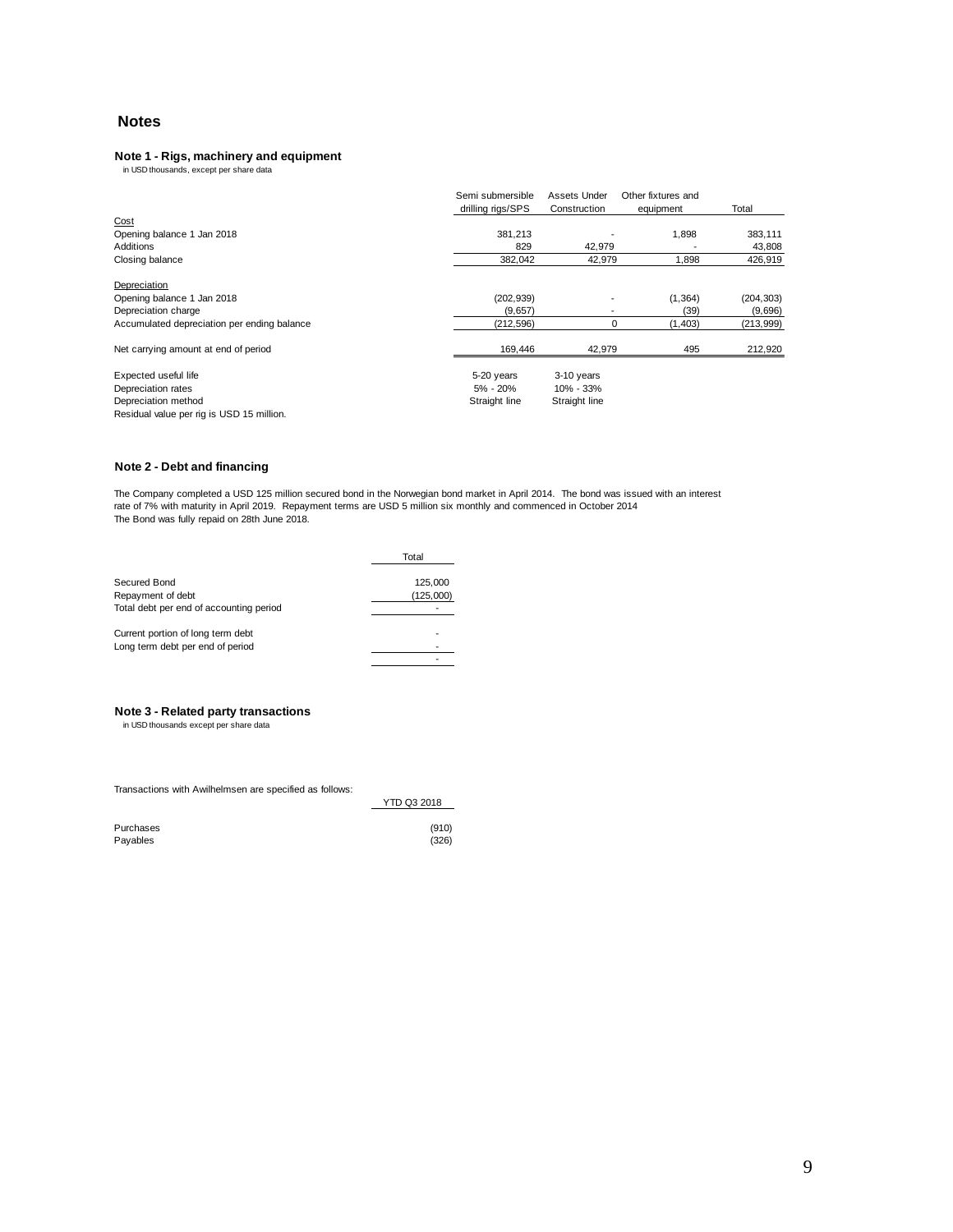# Notes

## Note 1 - Rigs, machinery and equipment

in USD thousands, except per share data

| | Semi submersible drilling rigs/SPS | Assets Under Construction | Other fixtures and equipment | Total |
|---|---|---|---|---|
| Cost | | | | |
| Opening balance 1 Jan 2018 | 381,213 | - | 1,898 | 383,111 |
| Additions | 829 | 42,979 | - | 43,808 |
| Closing balance | 382,042 | 42,979 | 1,898 | 426,919 |
| | | | | |
| Depreciation | | | | |
| Opening balance 1 Jan 2018 | (202,939) | - | (1,364) | (204,303) |
| Depreciation charge | (9,657) | - | (39) | (9,696) |
| Accumulated depreciation per ending balance | (212,596) | 0 | (1,403) | (213,999) |
| | | | | |
| Net carrying amount at end of period | 169,446 | 42,979 | 495 | 212,920 |
| | | | | |
| Expected useful life | 5-20 years | 3-10 years | | |
| Depreciation rates | 5% - 20% | 10% - 33% | | |
| Depreciation method | Straight line | Straight line | | |

Residual value per rig is USD 15 million.

## Note 2 - Debt and financing

The Company completed a USD 125 million secured bond in the Norwegian bond market in April 2014. The bond was issued with an interest rate of 7% with maturity in April 2019. Repayment terms are USD 5 million six monthly and commenced in October 2014
The Bond was fully repaid on 28th June 2018.

| | Total |
|---|---|
| Secured Bond | 125,000 |
| Repayment of debt | (125,000) |
| Total debt per end of accounting period | - |
| | |
| Current portion of long term debt | - |
| Long term debt per end of period | - |
| | - |

## Note 3 - Related party transactions

in USD thousands except per share data

Transactions with Awilhelmsen are specified as follows:

| | YTD Q3 2018 |
|---|---|
| Purchases | (910) |
| Payables | (326) |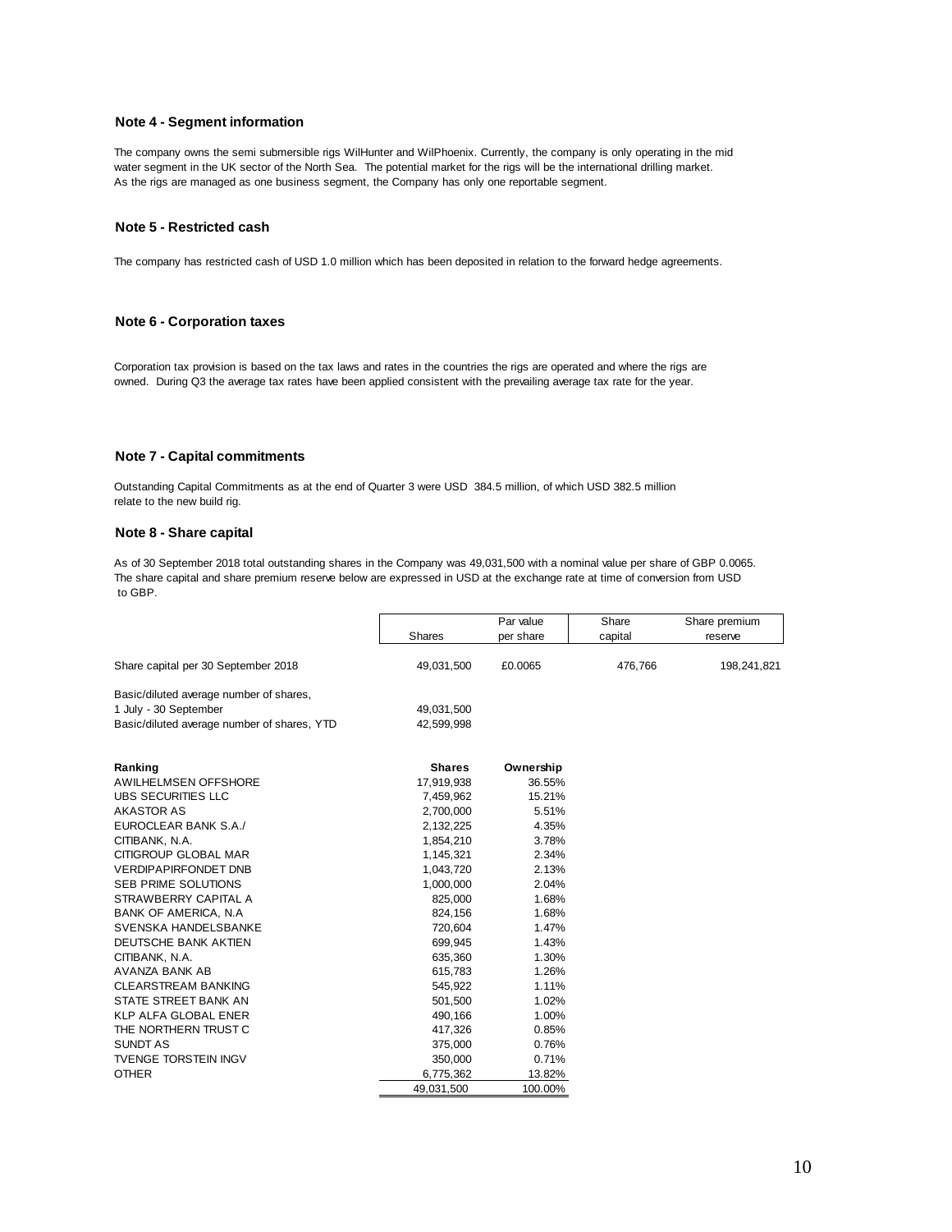## Note 4 - Segment information

The company owns the semi submersible rigs WilHunter and WilPhoenix. Currently, the company is only operating in the mid water segment in the UK sector of the North Sea. The potential market for the rigs will be the international drilling market. As the rigs are managed as one business segment, the Company has only one reportable segment.

## Note 5 - Restricted cash

The company has restricted cash of USD 1.0 million which has been deposited in relation to the forward hedge agreements.

## Note 6 - Corporation taxes

Corporation tax provision is based on the tax laws and rates in the countries the rigs are operated and where the rigs are owned. During Q3 the average tax rates have been applied consistent with the prevailing average tax rate for the year.

## Note 7 - Capital commitments

Outstanding Capital Commitments as at the end of Quarter 3 were USD 384.5 million, of which USD 382.5 million relate to the new build rig.

## Note 8 - Share capital

As of 30 September 2018 total outstanding shares in the Company was 49,031,500 with a nominal value per share of GBP 0.0065. The share capital and share premium reserve below are expressed in USD at the exchange rate at time of conversion from USD to GBP.

| | Shares | Par value per share | Share capital | Share premium reserve |
|---|---|---|---|---|
| Share capital per 30 September 2018 | 49,031,500 | £0.0065 | 476,766 | 198,241,821 |
| Basic/diluted average number of shares, 1 July - 30 September | 49,031,500 | | | |
| Basic/diluted average number of shares, YTD | 42,599,998 | | | |

| **Ranking** | **Shares** | **Ownership** |
|---|---|---|
| AWILHELMSEN OFFSHORE | 17,919,938 | 36.55% |
| UBS SECURITIES LLC | 7,459,962 | 15.21% |
| AKASTOR AS | 2,700,000 | 5.51% |
| EUROCLEAR BANK S.A./ | 2,132,225 | 4.35% |
| CITIBANK, N.A. | 1,854,210 | 3.78% |
| CITIGROUP GLOBAL MAR | 1,145,321 | 2.34% |
| VERDIPAPIRFONDET DNB | 1,043,720 | 2.13% |
| SEB PRIME SOLUTIONS | 1,000,000 | 2.04% |
| STRAWBERRY CAPITAL A | 825,000 | 1.68% |
| BANK OF AMERICA, N.A | 824,156 | 1.68% |
| SVENSKA HANDELSBANKE | 720,604 | 1.47% |
| DEUTSCHE BANK AKTIEN | 699,945 | 1.43% |
| CITIBANK, N.A. | 635,360 | 1.30% |
| AVANZA BANK AB | 615,783 | 1.26% |
| CLEARSTREAM BANKING | 545,922 | 1.11% |
| STATE STREET BANK AN | 501,500 | 1.02% |
| KLP ALFA GLOBAL ENER | 490,166 | 1.00% |
| THE NORTHERN TRUST C | 417,326 | 0.85% |
| SUNDT AS | 375,000 | 0.76% |
| TVENGE TORSTEIN INGV | 350,000 | 0.71% |
| OTHER | 6,775,362 | 13.82% |
| | 49,031,500 | 100.00% |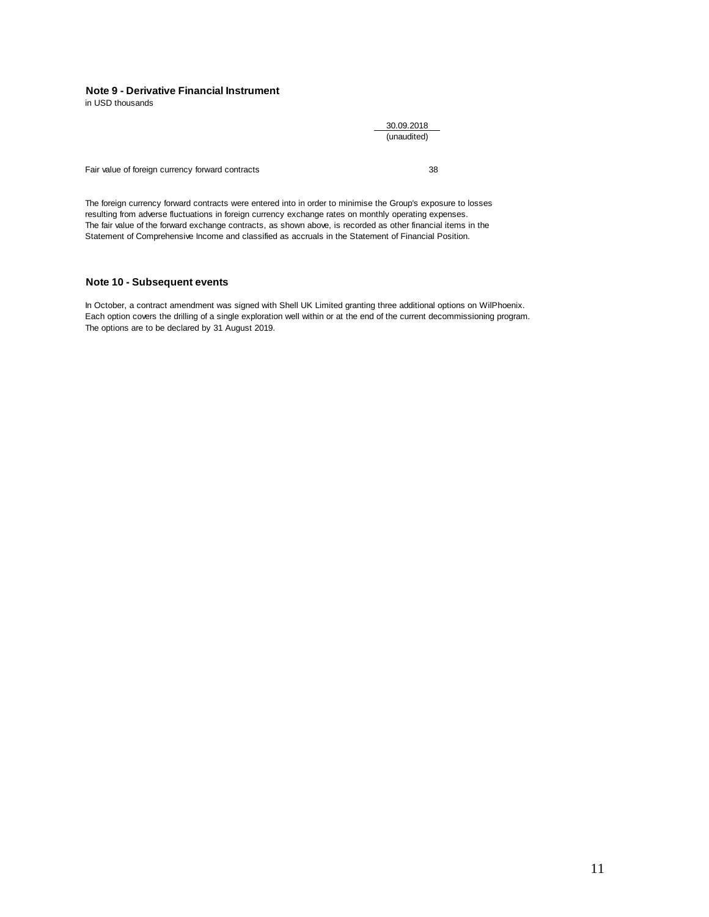## Note 9 - Derivative Financial Instrument

in USD thousands

| | 30.09.2018 (unaudited) |
|---|---|
| Fair value of foreign currency forward contracts | 38 |

The foreign currency forward contracts were entered into in order to minimise the Group's exposure to losses resulting from adverse fluctuations in foreign currency exchange rates on monthly operating expenses. The fair value of the forward exchange contracts, as shown above, is recorded as other financial items in the Statement of Comprehensive Income and classified as accruals in the Statement of Financial Position.

## Note 10 - Subsequent events

In October, a contract amendment was signed with Shell UK Limited granting three additional options on WilPhoenix. Each option covers the drilling of a single exploration well within or at the end of the current decommissioning program. The options are to be declared by 31 August 2019.